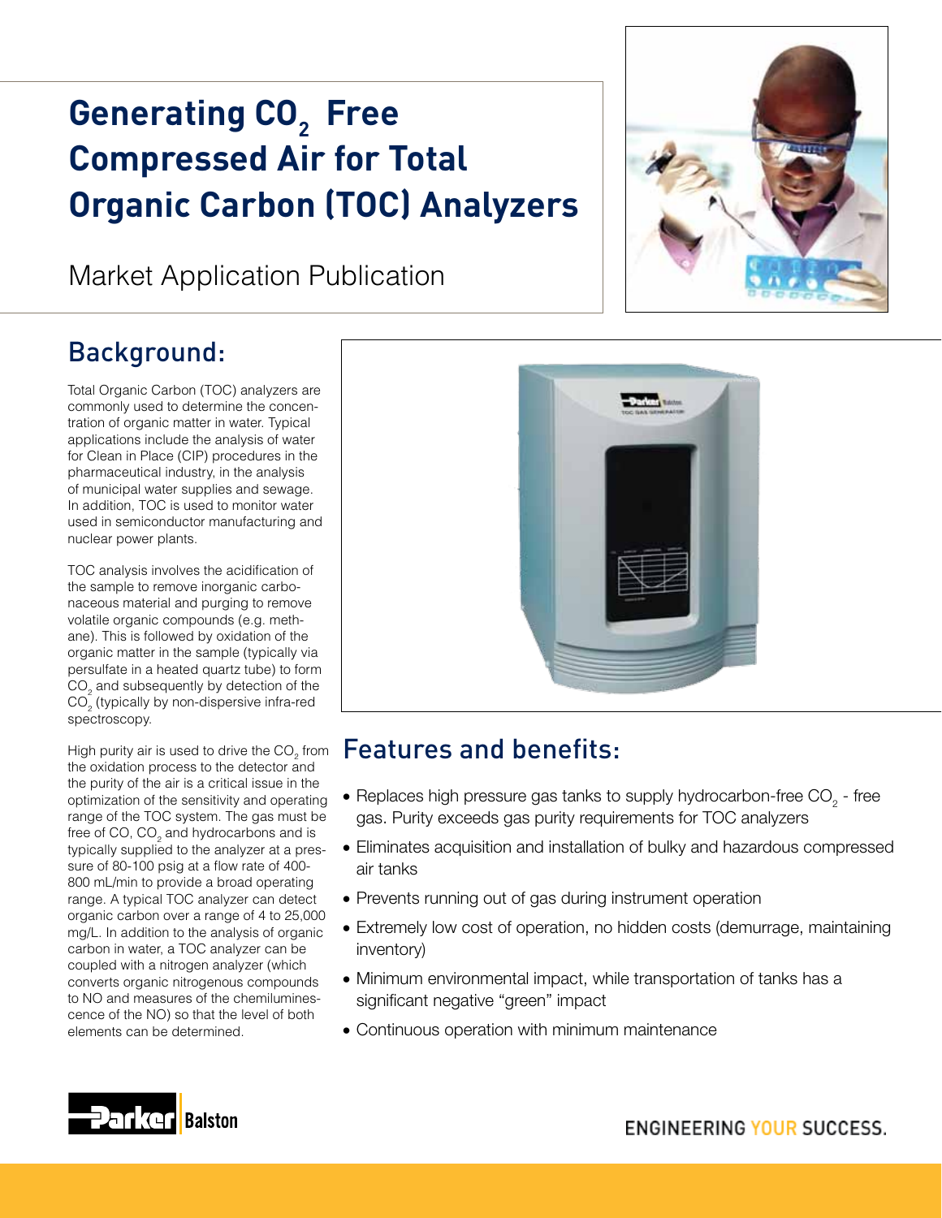# Generating $CO_2$ Free Compressed Air for Total Organic Carbon (TOC) Analyzers

Market Application Publication

## Background:

Total Organic Carbon (TOC) analyzers are commonly used to determine the concentration of organic matter in water. Typical applications include the analysis of water for Clean in Place (CIP) procedures in the pharmaceutical industry, in the analysis of municipal water supplies and sewage. In addition, TOC is used to monitor water used in semiconductor manufacturing and nuclear power plants.

TOC analysis involves the acidification of the sample to remove inorganic carbonaceous material and purging to remove volatile organic compounds (e.g. methane). This is followed by oxidation of the organic matter in the sample (typically via persulfate in a heated quartz tube) to form $CO_2$ and subsequently by detection of the $CO_2$ (typically by non-dispersive infra-red spectroscopy.

High purity air is used to drive the $CO_2$ from the oxidation process to the detector and the purity of the air is a critical issue in the optimization of the sensitivity and operating range of the TOC system. The gas must be free of CO, $CO_2$ and hydrocarbons and is typically supplied to the analyzer at a pressure of 80-100 psig at a flow rate of 400-800 mL/min to provide a broad operating range. A typical TOC analyzer can detect organic carbon over a range of 4 to 25,000 mg/L. In addition to the analysis of organic carbon in water, a TOC analyzer can be coupled with a nitrogen analyzer (which converts organic nitrogenous compounds to NO and measures of the chemiluminescence of the NO) so that the level of both elements can be determined.

## Features and benefits:

- Replaces high pressure gas tanks to supply hydrocarbon-free $CO_2$ - free gas. Purity exceeds gas purity requirements for TOC analyzers
- Eliminates acquisition and installation of bulky and hazardous compressed air tanks
- Prevents running out of gas during instrument operation
- Extremely low cost of operation, no hidden costs (demurrage, maintaining inventory)
- Minimum environmental impact, while transportation of tanks has a significant negative "green" impact
- Continuous operation with minimum maintenance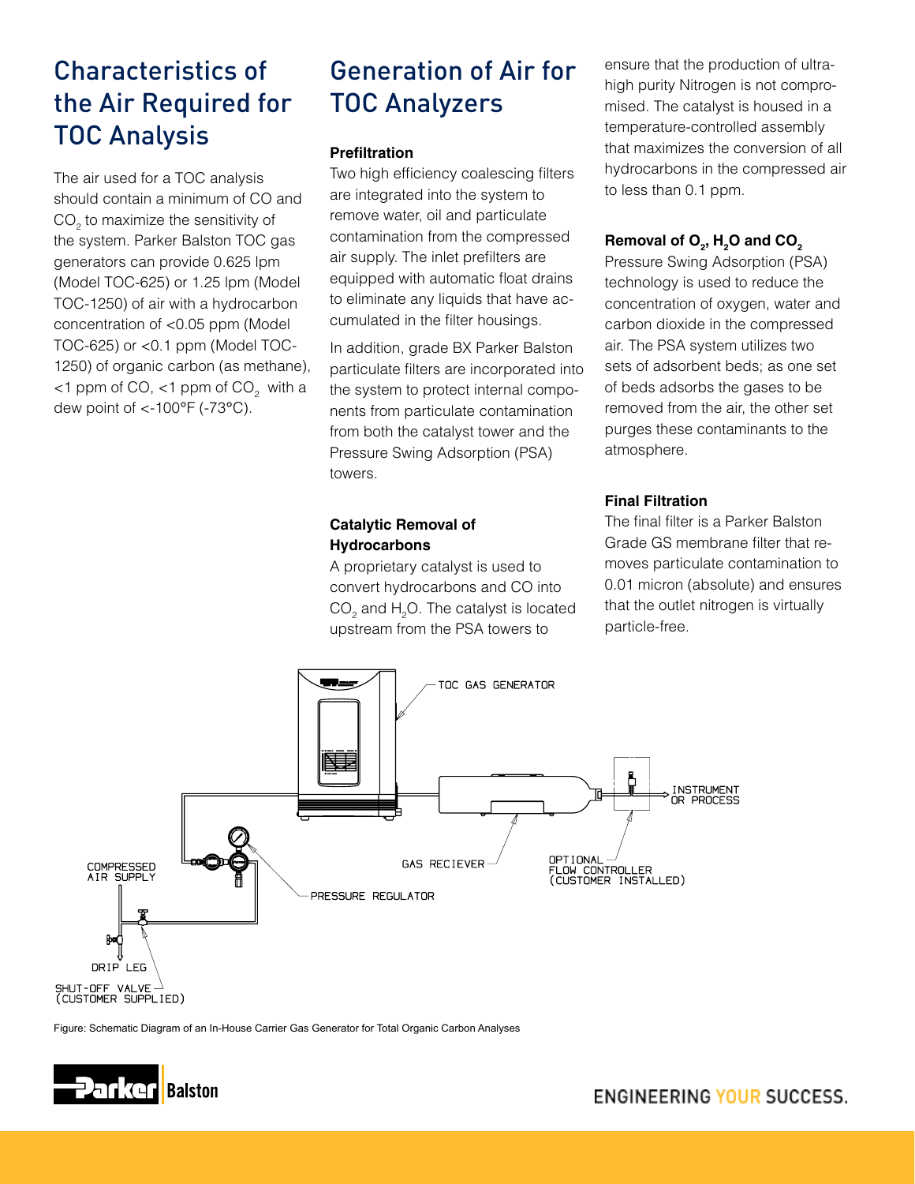## Characteristics of the Air Required for TOC Analysis

The air used for a TOC analysis should contain a minimum of CO and $CO_2$ to maximize the sensitivity of the system. Parker Balston TOC gas generators can provide 0.625 lpm (Model TOC-625) or 1.25 lpm (Model TOC-1250) of air with a hydrocarbon concentration of <0.05 ppm (Model TOC-625) or <0.1 ppm (Model TOC-1250) of organic carbon (as methane), <1 ppm of CO, <1 ppm of $CO_2$ with a dew point of <-100°F (-73°C).

## Generation of Air for TOC Analyzers

### Prefiltration

Two high efficiency coalescing filters are integrated into the system to remove water, oil and particulate contamination from the compressed air supply. The inlet prefilters are equipped with automatic float drains to eliminate any liquids that have accumulated in the filter housings.

In addition, grade BX Parker Balston particulate filters are incorporated into the system to protect internal components from particulate contamination from both the catalyst tower and the Pressure Swing Adsorption (PSA) towers.

### Catalytic Removal of Hydrocarbons

A proprietary catalyst is used to convert hydrocarbons and CO into $CO_2$ and $H_2O$. The catalyst is located upstream from the PSA towers to ensure that the production of ultra-high purity Nitrogen is not compromised. The catalyst is housed in a temperature-controlled assembly that maximizes the conversion of all hydrocarbons in the compressed air to less than 0.1 ppm.

### Removal of $O_2$, $H_2O$ and $CO_2$

Pressure Swing Adsorption (PSA) technology is used to reduce the concentration of oxygen, water and carbon dioxide in the compressed air. The PSA system utilizes two sets of adsorbent beds; as one set of beds adsorbs the gases to be removed from the air, the other set purges these contaminants to the atmosphere.

### Final Filtration

The final filter is a Parker Balston Grade GS membrane filter that removes particulate contamination to 0.01 micron (absolute) and ensures that the outlet nitrogen is virtually particle-free.

TOC GAS GENERATOR

INSTRUMENT OR PROCESS

COMPRESSED AIR SUPPLY

GAS RECIEVER

OPTIONAL FLOW CONTROLLER (CUSTOMER INSTALLED)

PRESSURE REGULATOR

DRIP LEG

SHUT-OFF VALVE (CUSTOMER SUPPLIED)

Figure: Schematic Diagram of an In-House Carrier Gas Generator for Total Organic Carbon Analyses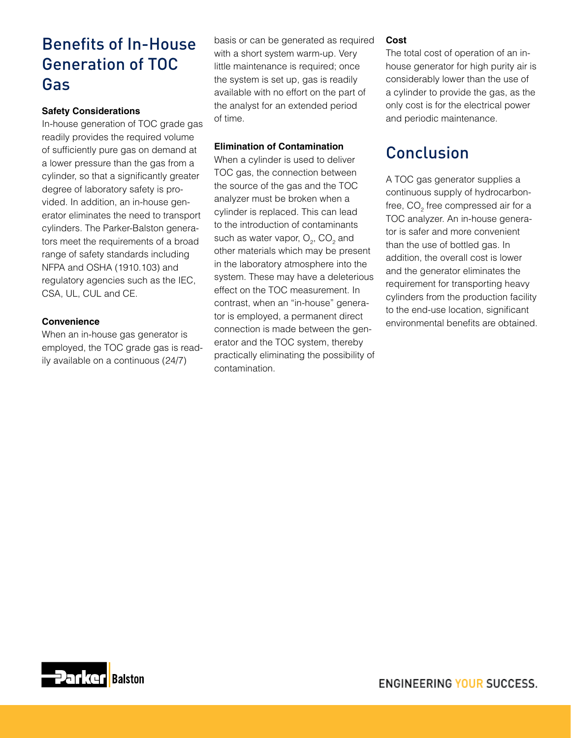## Benefits of In-House Generation of TOC Gas

**Safety Considerations**

In-house generation of TOC grade gas readily provides the required volume of sufficiently pure gas on demand at a lower pressure than the gas from a cylinder, so that a significantly greater degree of laboratory safety is provided. In addition, an in-house generator eliminates the need to transport cylinders. The Parker-Balston generators meet the requirements of a broad range of safety standards including NFPA and OSHA (1910.103) and regulatory agencies such as the IEC, CSA, UL, CUL and CE.

**Convenience**

When an in-house gas generator is employed, the TOC grade gas is readily available on a continuous (24/7) basis or can be generated as required with a short system warm-up. Very little maintenance is required; once the system is set up, gas is readily available with no effort on the part of the analyst for an extended period of time.

**Elimination of Contamination**

When a cylinder is used to deliver TOC gas, the connection between the source of the gas and the TOC analyzer must be broken when a cylinder is replaced. This can lead to the introduction of contaminants such as water vapor, $O_2$, $CO_2$ and other materials which may be present in the laboratory atmosphere into the system. These may have a deleterious effect on the TOC measurement. In contrast, when an "in-house" generator is employed, a permanent direct connection is made between the generator and the TOC system, thereby practically eliminating the possibility of contamination.

**Cost**

The total cost of operation of an in-house generator for high purity air is considerably lower than the use of a cylinder to provide the gas, as the only cost is for the electrical power and periodic maintenance.

## Conclusion

A TOC gas generator supplies a continuous supply of hydrocarbon-free, $CO_2$ free compressed air for a TOC analyzer. An in-house generator is safer and more convenient than the use of bottled gas. In addition, the overall cost is lower and the generator eliminates the requirement for transporting heavy cylinders from the production facility to the end-use location, significant environmental benefits are obtained.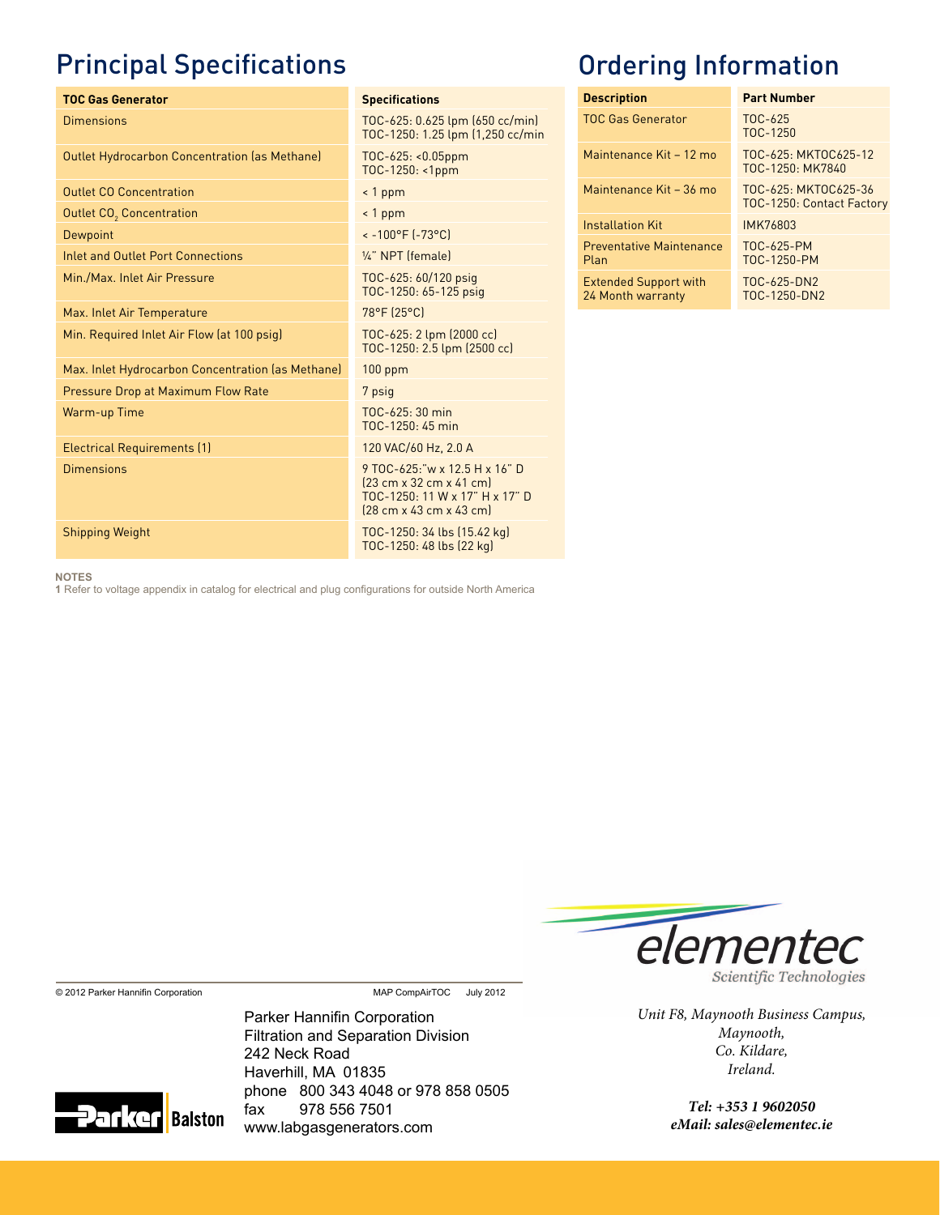## Principal Specifications

| TOC Gas Generator | Specifications |
|---|---|
| Dimensions | TOC-625: 0.625 lpm (650 cc/min)<br>TOC-1250: 1.25 lpm (1,250 cc/min |
| Outlet Hydrocarbon Concentration (as Methane) | TOC-625: <0.05ppm<br>TOC-1250: <1ppm |
| Outlet CO Concentration | < 1 ppm |
| Outlet $CO_2$ Concentration | < 1 ppm |
| Dewpoint | < -100°F (-73°C) |
| Inlet and Outlet Port Connections | ¼" NPT (female) |
| Min./Max. Inlet Air Pressure | TOC-625: 60/120 psig<br>TOC-1250: 65-125 psig |
| Max. Inlet Air Temperature | 78°F (25°C) |
| Min. Required Inlet Air Flow (at 100 psig) | TOC-625: 2 lpm (2000 cc)<br>TOC-1250: 2.5 lpm (2500 cc) |
| Max. Inlet Hydrocarbon Concentration (as Methane) | 100 ppm |
| Pressure Drop at Maximum Flow Rate | 7 psig |
| Warm-up Time | TOC-625: 30 min<br>TOC-1250: 45 min |
| Electrical Requirements (1) | 120 VAC/60 Hz, 2.0 A |
| Dimensions | 9 TOC-625:"w x 12.5 H x 16" D<br>(23 cm x 32 cm x 41 cm)<br>TOC-1250: 11 W x 17" H x 17" D<br>(28 cm x 43 cm x 43 cm) |
| Shipping Weight | TOC-1250: 34 lbs (15.42 kg)<br>TOC-1250: 48 lbs (22 kg) |

**NOTES**

**1** Refer to voltage appendix in catalog for electrical and plug configurations for outside North America

## Ordering Information

| Description | Part Number |
|---|---|
| TOC Gas Generator | TOC-625<br>TOC-1250 |
| Maintenance Kit – 12 mo | TOC-625: MKTOC625-12<br>TOC-1250: MK7840 |
| Maintenance Kit – 36 mo | TOC-625: MKTOC625-36<br>TOC-1250: Contact Factory |
| Installation Kit | IMK76803 |
| Preventative Maintenance Plan | TOC-625-PM<br>TOC-1250-PM |
| Extended Support with 24 Month warranty | TOC-625-DN2<br>TOC-1250-DN2 |

elementec
Scientific Technologies

*Unit F8, Maynooth Business Campus,*
*Maynooth,*
*Co. Kildare,*
*Ireland.*

***Tel: +353 1 9602050***
***eMail: sales@elementec.ie***

© 2012 Parker Hannifin Corporation MAP CompAirTOC July 2012

Parker Balston

Parker Hannifin Corporation
Filtration and Separation Division
242 Neck Road
Haverhill, MA 01835
phone 800 343 4048 or 978 858 0505
fax 978 556 7501
www.labgasgenerators.com